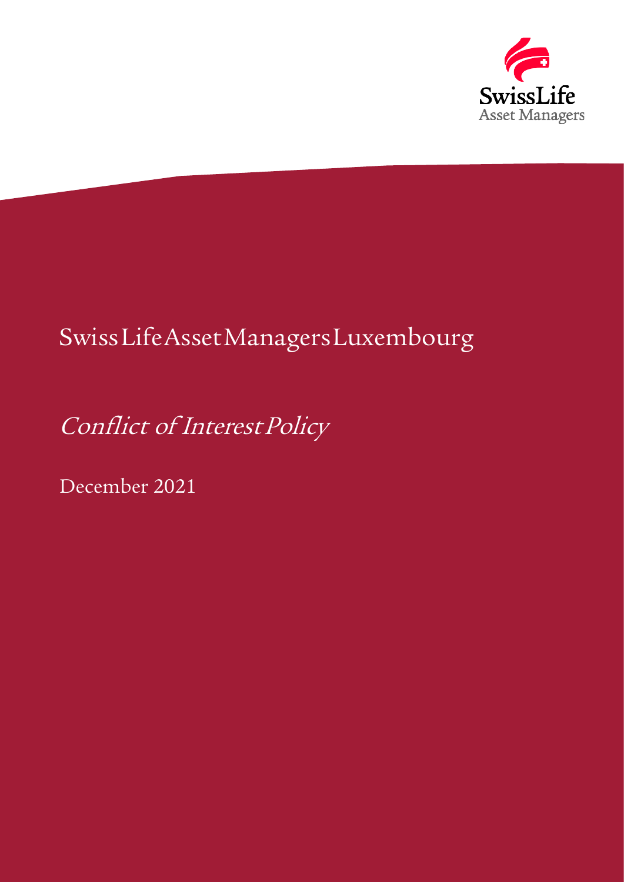SwissLife
Asset Managers

# Swiss Life Asset Managers Luxembourg

## *Conflict of Interest Policy*

December 2021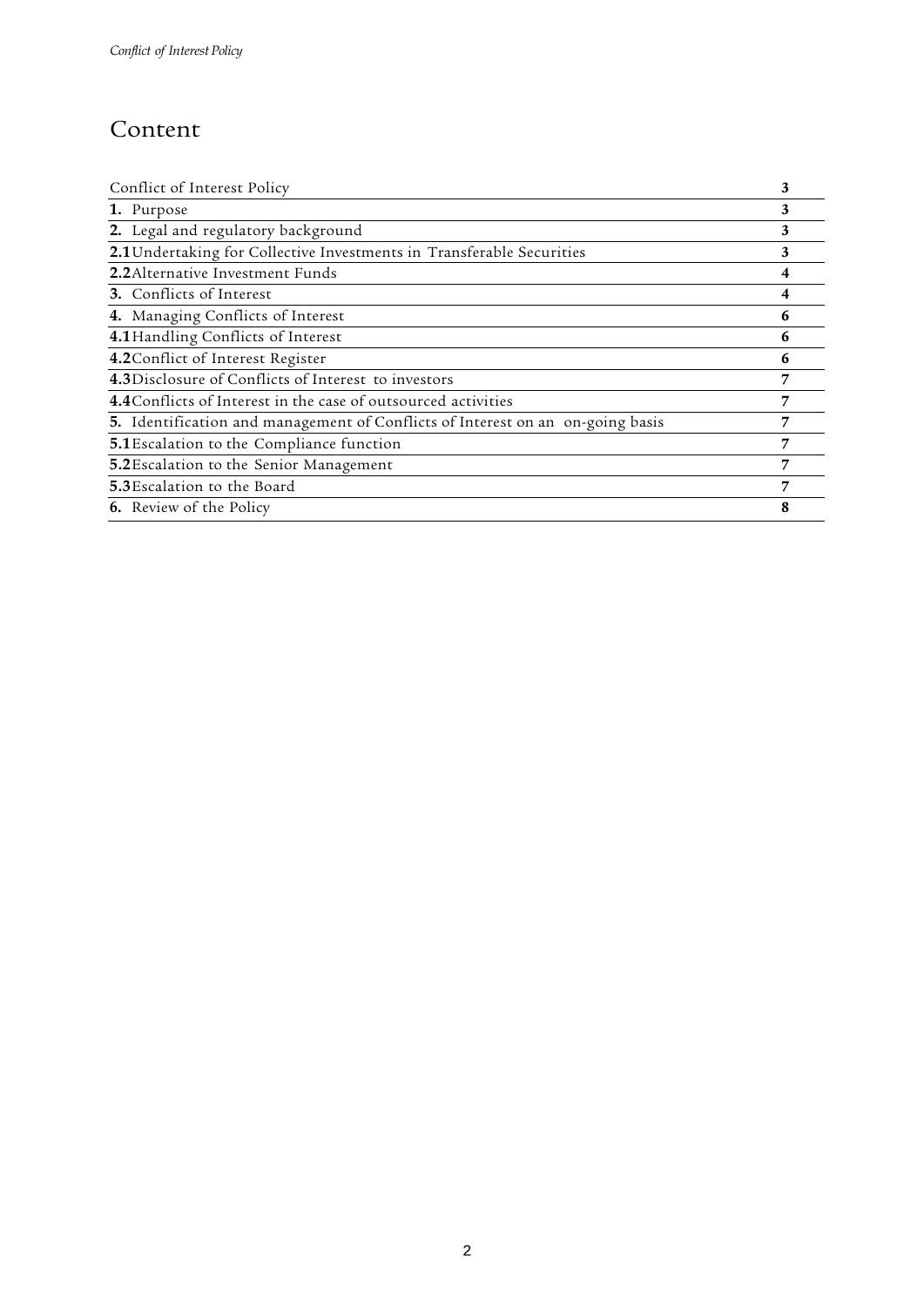# Content

| Conflict of Interest Policy | 3 |
|---|---|
| **1.** Purpose | 3 |
| **2.** Legal and regulatory background | 3 |
| **2.1** Undertaking for Collective Investments in Transferable Securities | 3 |
| **2.2** Alternative Investment Funds | 4 |
| **3.** Conflicts of Interest | 4 |
| **4.** Managing Conflicts of Interest | 6 |
| **4.1** Handling Conflicts of Interest | 6 |
| **4.2** Conflict of Interest Register | 6 |
| **4.3** Disclosure of Conflicts of Interest to investors | 7 |
| **4.4** Conflicts of Interest in the case of outsourced activities | 7 |
| **5.** Identification and management of Conflicts of Interest on an on-going basis | 7 |
| **5.1** Escalation to the Compliance function | 7 |
| **5.2** Escalation to the Senior Management | 7 |
| **5.3** Escalation to the Board | 7 |
| **6.** Review of the Policy | 8 |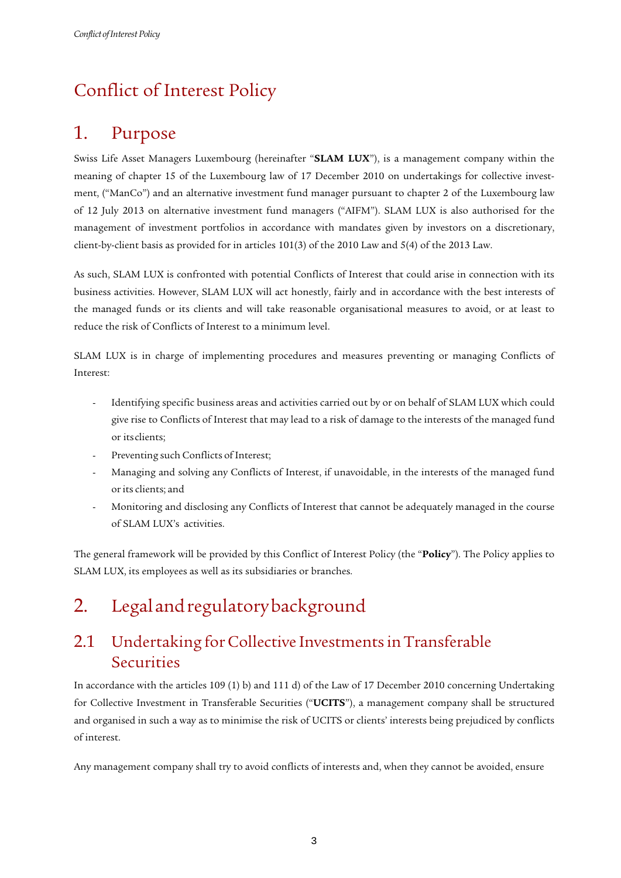# Conflict of Interest Policy

## 1. Purpose

Swiss Life Asset Managers Luxembourg (hereinafter "**SLAM LUX**"), is a management company within the meaning of chapter 15 of the Luxembourg law of 17 December 2010 on undertakings for collective investment, ("ManCo") and an alternative investment fund manager pursuant to chapter 2 of the Luxembourg law of 12 July 2013 on alternative investment fund managers ("AIFM"). SLAM LUX is also authorised for the management of investment portfolios in accordance with mandates given by investors on a discretionary, client-by-client basis as provided for in articles 101(3) of the 2010 Law and 5(4) of the 2013 Law.

As such, SLAM LUX is confronted with potential Conflicts of Interest that could arise in connection with its business activities. However, SLAM LUX will act honestly, fairly and in accordance with the best interests of the managed funds or its clients and will take reasonable organisational measures to avoid, or at least to reduce the risk of Conflicts of Interest to a minimum level.

SLAM LUX is in charge of implementing procedures and measures preventing or managing Conflicts of Interest:

- Identifying specific business areas and activities carried out by or on behalf of SLAM LUX which could give rise to Conflicts of Interest that may lead to a risk of damage to the interests of the managed fund or its clients;
- Preventing such Conflicts of Interest;
- Managing and solving any Conflicts of Interest, if unavoidable, in the interests of the managed fund or its clients; and
- Monitoring and disclosing any Conflicts of Interest that cannot be adequately managed in the course of SLAM LUX's activities.

The general framework will be provided by this Conflict of Interest Policy (the "**Policy**"). The Policy applies to SLAM LUX, its employees as well as its subsidiaries or branches.

## 2. Legal and regulatory background

### 2.1 Undertaking for Collective Investments in Transferable Securities

In accordance with the articles 109 (1) b) and 111 d) of the Law of 17 December 2010 concerning Undertaking for Collective Investment in Transferable Securities ("**UCITS**"), a management company shall be structured and organised in such a way as to minimise the risk of UCITS or clients' interests being prejudiced by conflicts of interest.

Any management company shall try to avoid conflicts of interests and, when they cannot be avoided, ensure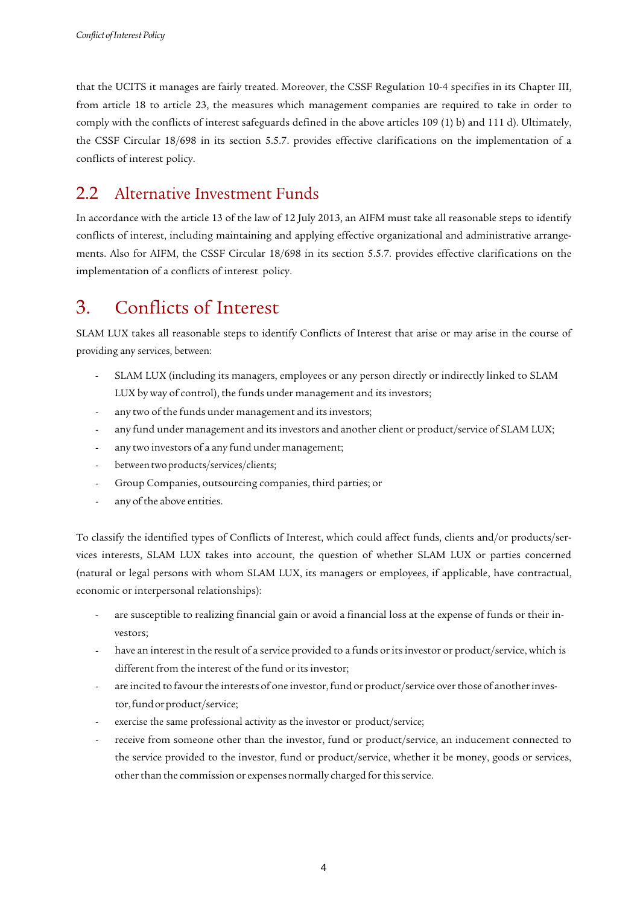that the UCITS it manages are fairly treated. Moreover, the CSSF Regulation 10-4 specifies in its Chapter III, from article 18 to article 23, the measures which management companies are required to take in order to comply with the conflicts of interest safeguards defined in the above articles 109 (1) b) and 111 d). Ultimately, the CSSF Circular 18/698 in its section 5.5.7. provides effective clarifications on the implementation of a conflicts of interest policy.

## 2.2 Alternative Investment Funds

In accordance with the article 13 of the law of 12 July 2013, an AIFM must take all reasonable steps to identify conflicts of interest, including maintaining and applying effective organizational and administrative arrangements. Also for AIFM, the CSSF Circular 18/698 in its section 5.5.7. provides effective clarifications on the implementation of a conflicts of interest policy.

# 3. Conflicts of Interest

SLAM LUX takes all reasonable steps to identify Conflicts of Interest that arise or may arise in the course of providing any services, between:

- SLAM LUX (including its managers, employees or any person directly or indirectly linked to SLAM LUX by way of control), the funds under management and its investors;
- any two of the funds under management and its investors;
- any fund under management and its investors and another client or product/service of SLAM LUX;
- any two investors of a any fund under management;
- between two products/services/clients;
- Group Companies, outsourcing companies, third parties; or
- any of the above entities.

To classify the identified types of Conflicts of Interest, which could affect funds, clients and/or products/services interests, SLAM LUX takes into account, the question of whether SLAM LUX or parties concerned (natural or legal persons with whom SLAM LUX, its managers or employees, if applicable, have contractual, economic or interpersonal relationships):

- are susceptible to realizing financial gain or avoid a financial loss at the expense of funds or their investors;
- have an interest in the result of a service provided to a funds or its investor or product/service, which is different from the interest of the fund or its investor;
- are incited to favour the interests of one investor, fund or product/service over those of another investor, fund or product/service;
- exercise the same professional activity as the investor or product/service;
- receive from someone other than the investor, fund or product/service, an inducement connected to the service provided to the investor, fund or product/service, whether it be money, goods or services, other than the commission or expenses normally charged for this service.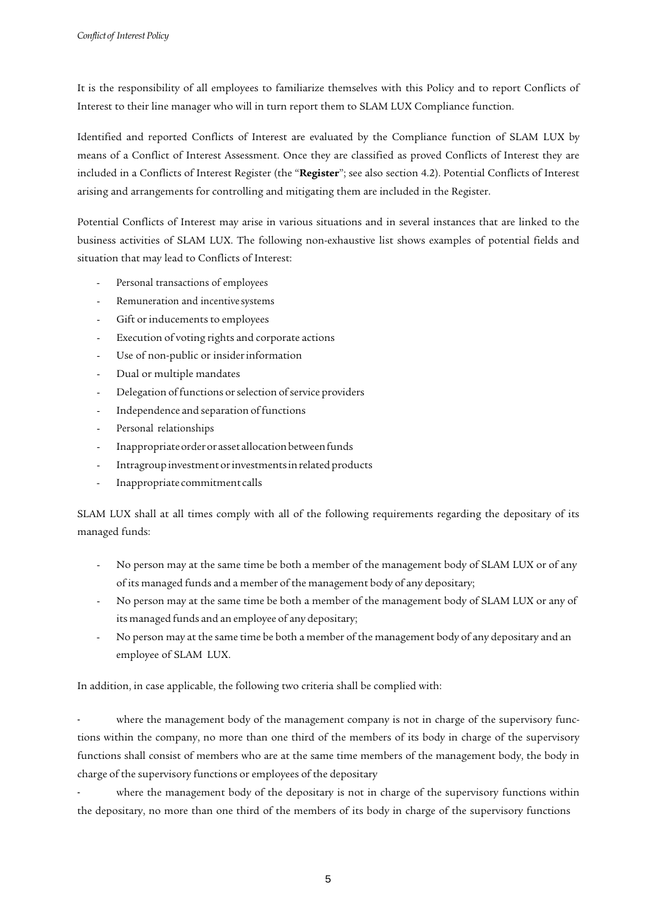It is the responsibility of all employees to familiarize themselves with this Policy and to report Conflicts of Interest to their line manager who will in turn report them to SLAM LUX Compliance function.

Identified and reported Conflicts of Interest are evaluated by the Compliance function of SLAM LUX by means of a Conflict of Interest Assessment. Once they are classified as proved Conflicts of Interest they are included in a Conflicts of Interest Register (the "**Register**"; see also section 4.2). Potential Conflicts of Interest arising and arrangements for controlling and mitigating them are included in the Register.

Potential Conflicts of Interest may arise in various situations and in several instances that are linked to the business activities of SLAM LUX. The following non-exhaustive list shows examples of potential fields and situation that may lead to Conflicts of Interest:

- Personal transactions of employees
- Remuneration and incentive systems
- Gift or inducements to employees
- Execution of voting rights and corporate actions
- Use of non-public or insider information
- Dual or multiple mandates
- Delegation of functions or selection of service providers
- Independence and separation of functions
- Personal relationships
- Inappropriate order or asset allocation between funds
- Intragroup investment or investments in related products
- Inappropriate commitment calls

SLAM LUX shall at all times comply with all of the following requirements regarding the depositary of its managed funds:

- No person may at the same time be both a member of the management body of SLAM LUX or of any of its managed funds and a member of the management body of any depositary;
- No person may at the same time be both a member of the management body of SLAM LUX or any of its managed funds and an employee of any depositary;
- No person may at the same time be both a member of the management body of any depositary and an employee of SLAM LUX.

In addition, in case applicable, the following two criteria shall be complied with:

- where the management body of the management company is not in charge of the supervisory functions within the company, no more than one third of the members of its body in charge of the supervisory functions shall consist of members who are at the same time members of the management body, the body in charge of the supervisory functions or employees of the depositary
- where the management body of the depositary is not in charge of the supervisory functions within the depositary, no more than one third of the members of its body in charge of the supervisory functions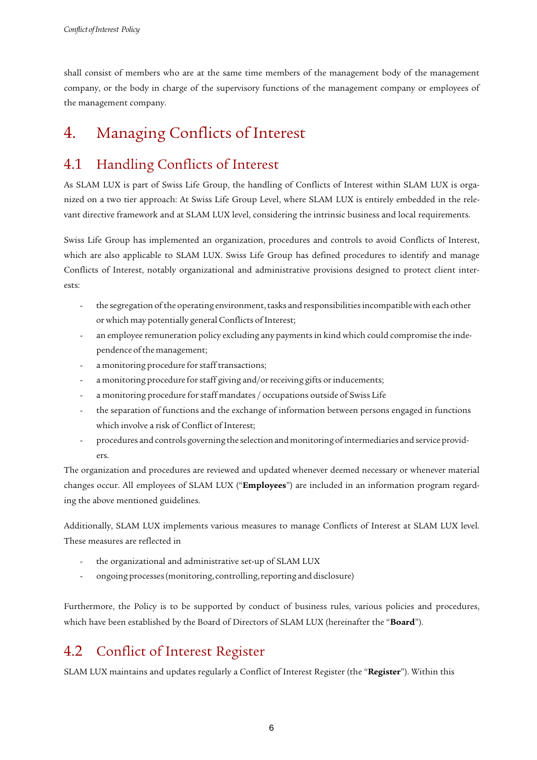shall consist of members who are at the same time members of the management body of the management company, or the body in charge of the supervisory functions of the management company or employees of the management company.

# 4. Managing Conflicts of Interest

## 4.1 Handling Conflicts of Interest

As SLAM LUX is part of Swiss Life Group, the handling of Conflicts of Interest within SLAM LUX is organized on a two tier approach: At Swiss Life Group Level, where SLAM LUX is entirely embedded in the relevant directive framework and at SLAM LUX level, considering the intrinsic business and local requirements.

Swiss Life Group has implemented an organization, procedures and controls to avoid Conflicts of Interest, which are also applicable to SLAM LUX. Swiss Life Group has defined procedures to identify and manage Conflicts of Interest, notably organizational and administrative provisions designed to protect client interests:

- the segregation of the operating environment, tasks and responsibilities incompatible with each other or which may potentially general Conflicts of Interest;
- an employee remuneration policy excluding any payments in kind which could compromise the independence of the management;
- a monitoring procedure for staff transactions;
- a monitoring procedure for staff giving and/or receiving gifts or inducements;
- a monitoring procedure for staff mandates / occupations outside of Swiss Life
- the separation of functions and the exchange of information between persons engaged in functions which involve a risk of Conflict of Interest;
- procedures and controls governing the selection and monitoring of intermediaries and service providers.

The organization and procedures are reviewed and updated whenever deemed necessary or whenever material changes occur. All employees of SLAM LUX ("**Employees**") are included in an information program regarding the above mentioned guidelines.

Additionally, SLAM LUX implements various measures to manage Conflicts of Interest at SLAM LUX level. These measures are reflected in

- the organizational and administrative set-up of SLAM LUX
- ongoing processes (monitoring, controlling, reporting and disclosure)

Furthermore, the Policy is to be supported by conduct of business rules, various policies and procedures, which have been established by the Board of Directors of SLAM LUX (hereinafter the "**Board**").

## 4.2 Conflict of Interest Register

SLAM LUX maintains and updates regularly a Conflict of Interest Register (the "**Register**"). Within this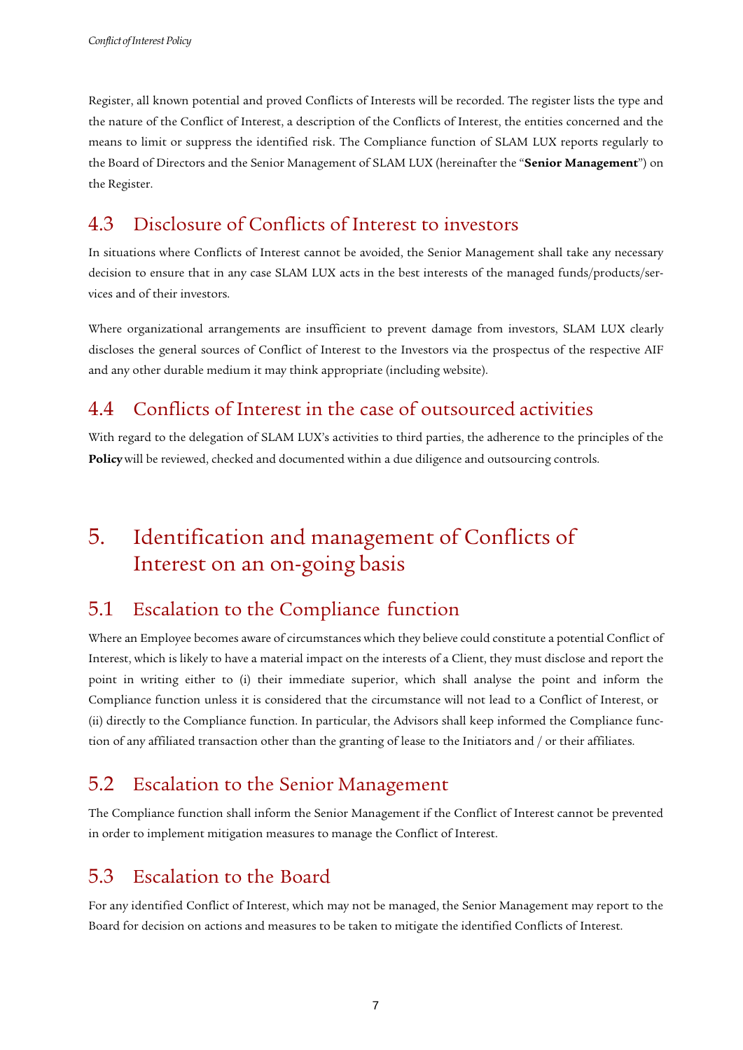Register, all known potential and proved Conflicts of Interests will be recorded. The register lists the type and the nature of the Conflict of Interest, a description of the Conflicts of Interest, the entities concerned and the means to limit or suppress the identified risk. The Compliance function of SLAM LUX reports regularly to the Board of Directors and the Senior Management of SLAM LUX (hereinafter the "**Senior Management**") on the Register.

## 4.3 Disclosure of Conflicts of Interest to investors

In situations where Conflicts of Interest cannot be avoided, the Senior Management shall take any necessary decision to ensure that in any case SLAM LUX acts in the best interests of the managed funds/products/services and of their investors.

Where organizational arrangements are insufficient to prevent damage from investors, SLAM LUX clearly discloses the general sources of Conflict of Interest to the Investors via the prospectus of the respective AIF and any other durable medium it may think appropriate (including website).

## 4.4 Conflicts of Interest in the case of outsourced activities

With regard to the delegation of SLAM LUX's activities to third parties, the adherence to the principles of the **Policy** will be reviewed, checked and documented within a due diligence and outsourcing controls.

# 5. Identification and management of Conflicts of Interest on an on-going basis

## 5.1 Escalation to the Compliance function

Where an Employee becomes aware of circumstances which they believe could constitute a potential Conflict of Interest, which is likely to have a material impact on the interests of a Client, they must disclose and report the point in writing either to (i) their immediate superior, which shall analyse the point and inform the Compliance function unless it is considered that the circumstance will not lead to a Conflict of Interest, or (ii) directly to the Compliance function. In particular, the Advisors shall keep informed the Compliance function of any affiliated transaction other than the granting of lease to the Initiators and / or their affiliates.

## 5.2 Escalation to the Senior Management

The Compliance function shall inform the Senior Management if the Conflict of Interest cannot be prevented in order to implement mitigation measures to manage the Conflict of Interest.

## 5.3 Escalation to the Board

For any identified Conflict of Interest, which may not be managed, the Senior Management may report to the Board for decision on actions and measures to be taken to mitigate the identified Conflicts of Interest.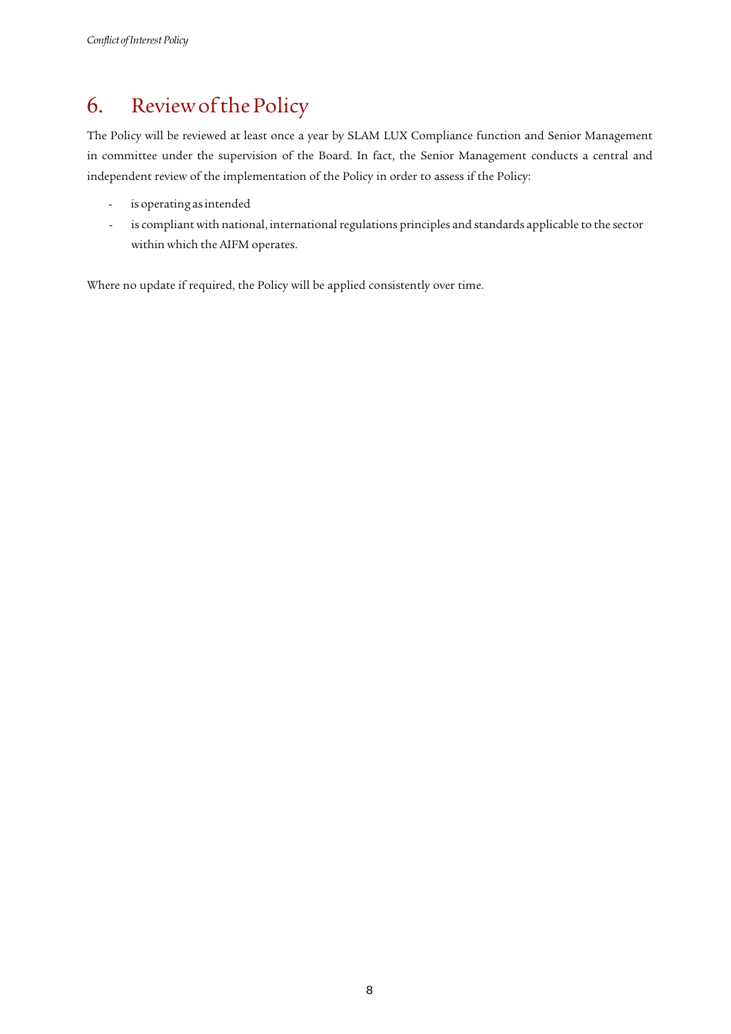# 6. Review of the Policy

The Policy will be reviewed at least once a year by SLAM LUX Compliance function and Senior Management in committee under the supervision of the Board. In fact, the Senior Management conducts a central and independent review of the implementation of the Policy in order to assess if the Policy:

- is operating as intended
- is compliant with national, international regulations principles and standards applicable to the sector within which the AIFM operates.

Where no update if required, the Policy will be applied consistently over time.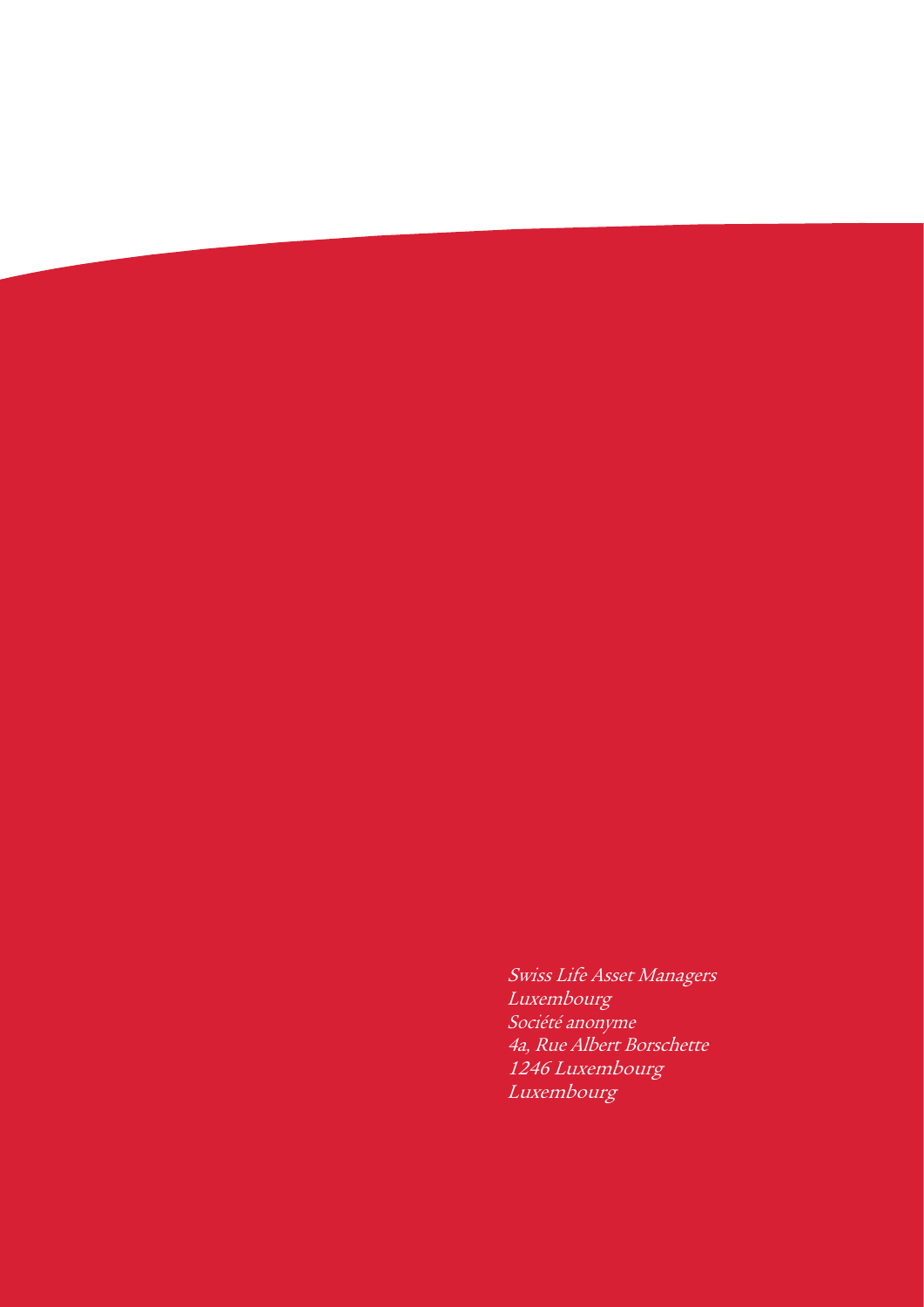*Swiss Life Asset Managers*
*Luxembourg*
*Société anonyme*
*4a, Rue Albert Borschette*
*1246 Luxembourg*
*Luxembourg*